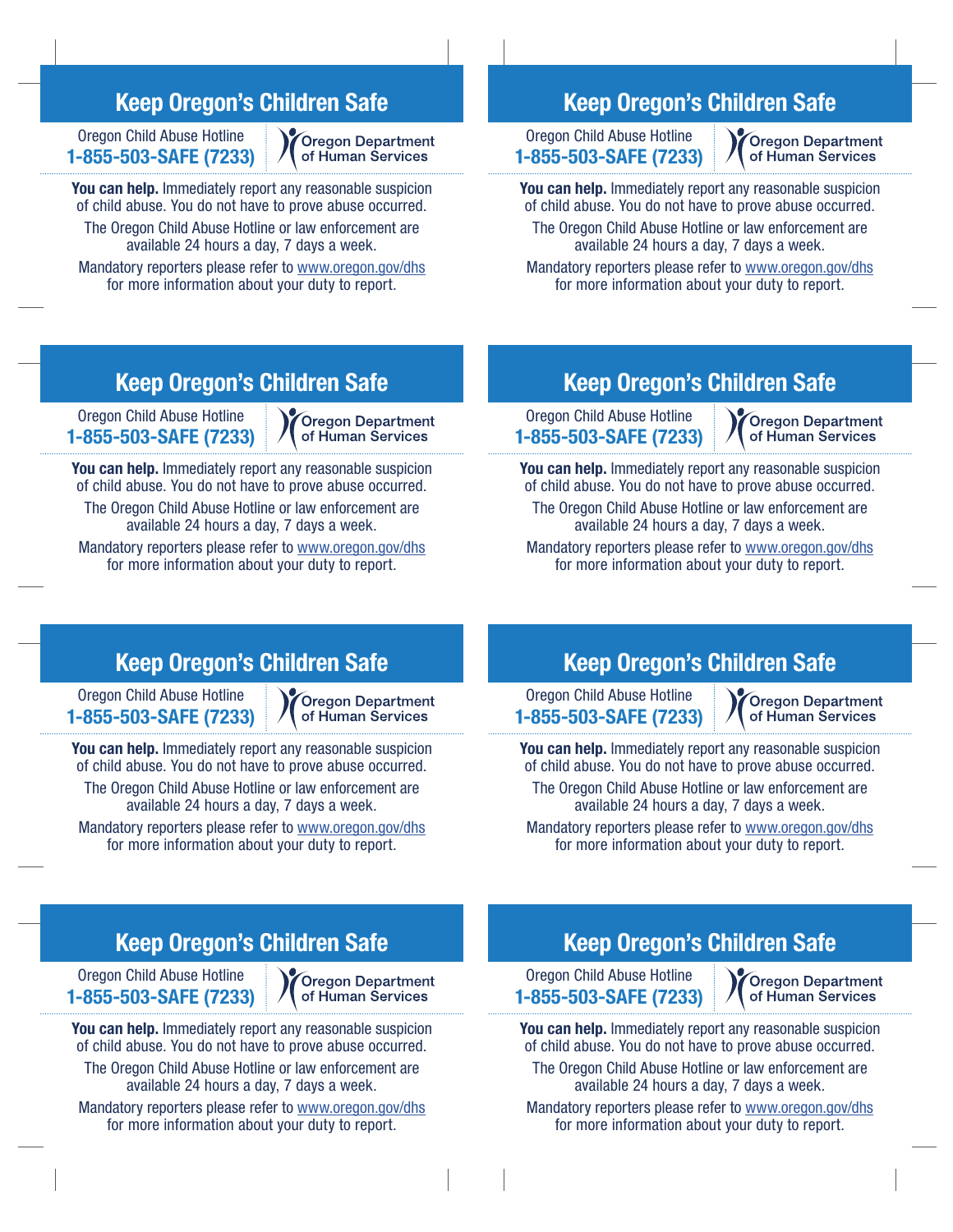## Keep Oregon's Children Safe

Oregon Child Abuse Hotline
**1-855-503-SAFE (7233)**

Oregon Department of Human Services

**You can help.** Immediately report any reasonable suspicion of child abuse. You do not have to prove abuse occurred.

The Oregon Child Abuse Hotline or law enforcement are available 24 hours a day, 7 days a week.

Mandatory reporters please refer to www.oregon.gov/dhs for more information about your duty to report.

## Keep Oregon's Children Safe

Oregon Child Abuse Hotline
**1-855-503-SAFE (7233)**

Oregon Department of Human Services

**You can help.** Immediately report any reasonable suspicion of child abuse. You do not have to prove abuse occurred.

The Oregon Child Abuse Hotline or law enforcement are available 24 hours a day, 7 days a week.

Mandatory reporters please refer to www.oregon.gov/dhs for more information about your duty to report.

## Keep Oregon's Children Safe

Oregon Child Abuse Hotline
**1-855-503-SAFE (7233)**

Oregon Department of Human Services

**You can help.** Immediately report any reasonable suspicion of child abuse. You do not have to prove abuse occurred.

The Oregon Child Abuse Hotline or law enforcement are available 24 hours a day, 7 days a week.

Mandatory reporters please refer to www.oregon.gov/dhs for more information about your duty to report.

## Keep Oregon's Children Safe

Oregon Child Abuse Hotline
**1-855-503-SAFE (7233)**

Oregon Department of Human Services

**You can help.** Immediately report any reasonable suspicion of child abuse. You do not have to prove abuse occurred.

The Oregon Child Abuse Hotline or law enforcement are available 24 hours a day, 7 days a week.

Mandatory reporters please refer to www.oregon.gov/dhs for more information about your duty to report.

## Keep Oregon's Children Safe

Oregon Child Abuse Hotline
**1-855-503-SAFE (7233)**

Oregon Department of Human Services

**You can help.** Immediately report any reasonable suspicion of child abuse. You do not have to prove abuse occurred.

The Oregon Child Abuse Hotline or law enforcement are available 24 hours a day, 7 days a week.

Mandatory reporters please refer to www.oregon.gov/dhs for more information about your duty to report.

## Keep Oregon's Children Safe

Oregon Child Abuse Hotline
**1-855-503-SAFE (7233)**

Oregon Department of Human Services

**You can help.** Immediately report any reasonable suspicion of child abuse. You do not have to prove abuse occurred.

The Oregon Child Abuse Hotline or law enforcement are available 24 hours a day, 7 days a week.

Mandatory reporters please refer to www.oregon.gov/dhs for more information about your duty to report.

## Keep Oregon's Children Safe

Oregon Child Abuse Hotline
**1-855-503-SAFE (7233)**

Oregon Department of Human Services

**You can help.** Immediately report any reasonable suspicion of child abuse. You do not have to prove abuse occurred.

The Oregon Child Abuse Hotline or law enforcement are available 24 hours a day, 7 days a week.

Mandatory reporters please refer to www.oregon.gov/dhs for more information about your duty to report.

## Keep Oregon's Children Safe

Oregon Child Abuse Hotline
**1-855-503-SAFE (7233)**

Oregon Department of Human Services

**You can help.** Immediately report any reasonable suspicion of child abuse. You do not have to prove abuse occurred.

The Oregon Child Abuse Hotline or law enforcement are available 24 hours a day, 7 days a week.

Mandatory reporters please refer to www.oregon.gov/dhs for more information about your duty to report.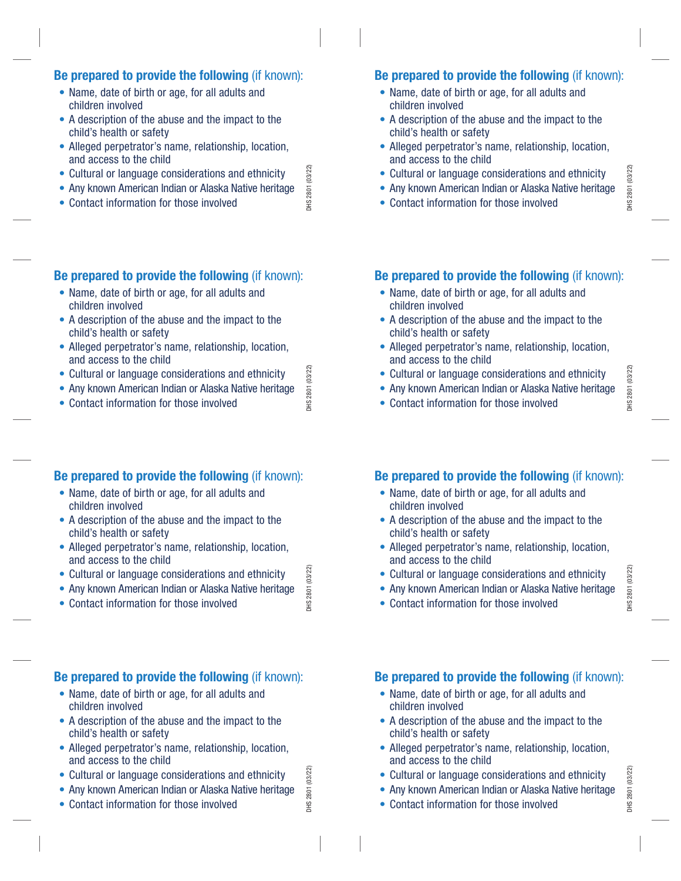**Be prepared to provide the following** (if known):

- Name, date of birth or age, for all adults and children involved
- A description of the abuse and the impact to the child's health or safety
- Alleged perpetrator's name, relationship, location, and access to the child
- Cultural or language considerations and ethnicity
- Any known American Indian or Alaska Native heritage
- Contact information for those involved

DHS 2801 (03/22)

**Be prepared to provide the following** (if known):

- Name, date of birth or age, for all adults and children involved
- A description of the abuse and the impact to the child's health or safety
- Alleged perpetrator's name, relationship, location, and access to the child
- Cultural or language considerations and ethnicity
- Any known American Indian or Alaska Native heritage
- Contact information for those involved

DHS 2801 (03/22)

**Be prepared to provide the following** (if known):

- Name, date of birth or age, for all adults and children involved
- A description of the abuse and the impact to the child's health or safety
- Alleged perpetrator's name, relationship, location, and access to the child
- Cultural or language considerations and ethnicity
- Any known American Indian or Alaska Native heritage
- Contact information for those involved

DHS 2801 (03/22)

**Be prepared to provide the following** (if known):

- Name, date of birth or age, for all adults and children involved
- A description of the abuse and the impact to the child's health or safety
- Alleged perpetrator's name, relationship, location, and access to the child
- Cultural or language considerations and ethnicity
- Any known American Indian or Alaska Native heritage
- Contact information for those involved

DHS 2801 (03/22)

**Be prepared to provide the following** (if known):

- Name, date of birth or age, for all adults and children involved
- A description of the abuse and the impact to the child's health or safety
- Alleged perpetrator's name, relationship, location, and access to the child
- Cultural or language considerations and ethnicity
- Any known American Indian or Alaska Native heritage
- Contact information for those involved

DHS 2801 (03/22)

**Be prepared to provide the following** (if known):

- Name, date of birth or age, for all adults and children involved
- A description of the abuse and the impact to the child's health or safety
- Alleged perpetrator's name, relationship, location, and access to the child
- Cultural or language considerations and ethnicity
- Any known American Indian or Alaska Native heritage
- Contact information for those involved

DHS 2801 (03/22)

**Be prepared to provide the following** (if known):

- Name, date of birth or age, for all adults and children involved
- A description of the abuse and the impact to the child's health or safety
- Alleged perpetrator's name, relationship, location, and access to the child
- Cultural or language considerations and ethnicity
- Any known American Indian or Alaska Native heritage
- Contact information for those involved

DHS 2801 (03/22)

**Be prepared to provide the following** (if known):

- Name, date of birth or age, for all adults and children involved
- A description of the abuse and the impact to the child's health or safety
- Alleged perpetrator's name, relationship, location, and access to the child
- Cultural or language considerations and ethnicity
- Any known American Indian or Alaska Native heritage
- Contact information for those involved

DHS 2801 (03/22)